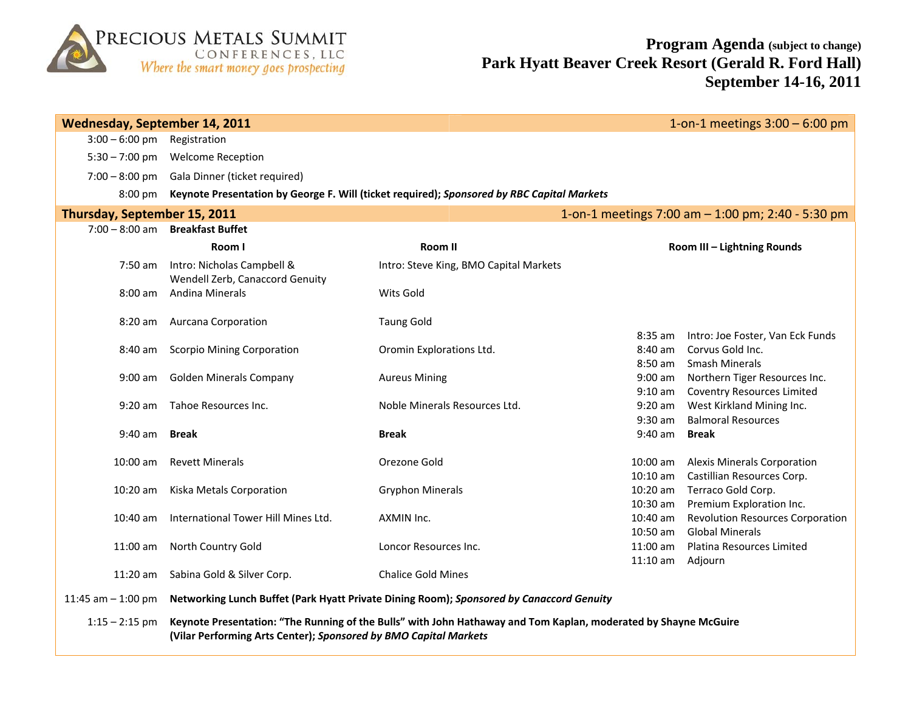**PRECIOUS METALS SUMMIT CONFERENCES, LLC**
*Where the smart money goes prospecting*

# Program Agenda (subject to change)
## Park Hyatt Beaver Creek Resort (Gerald R. Ford Hall)
## September 14-16, 2011

### Wednesday, September 14, 2011
1-on-1 meetings 3:00 – 6:00 pm

| Time | Event |
|---|---|
| 3:00 – 6:00 pm | Registration |
| 5:30 – 7:00 pm | Welcome Reception |
| 7:00 – 8:00 pm | Gala Dinner (ticket required) |
| 8:00 pm | **Keynote Presentation by George F. Will (ticket required); *Sponsored by RBC Capital Markets*** |

### Thursday, September 15, 2011
1-on-1 meetings 7:00 am – 1:00 pm; 2:40 - 5:30 pm

7:00 – 8:00 am **Breakfast Buffet**

| Time | Room I | Room II | Time | Room III – Lightning Rounds |
|---|---|---|---|---|
| 7:50 am | Intro: Nicholas Campbell & Wendell Zerb, Canaccord Genuity | Intro: Steve King, BMO Capital Markets | | |
| 8:00 am | Andina Minerals | Wits Gold | | |
| 8:20 am | Aurcana Corporation | Taung Gold | | |
| | | | 8:35 am | Intro: Joe Foster, Van Eck Funds |
| 8:40 am | Scorpio Mining Corporation | Oromin Explorations Ltd. | 8:40 am | Corvus Gold Inc. |
| | | | 8:50 am | Smash Minerals |
| 9:00 am | Golden Minerals Company | Aureus Mining | 9:00 am | Northern Tiger Resources Inc. |
| | | | 9:10 am | Coventry Resources Limited |
| 9:20 am | Tahoe Resources Inc. | Noble Minerals Resources Ltd. | 9:20 am | West Kirkland Mining Inc. |
| | | | 9:30 am | Balmoral Resources |
| 9:40 am | **Break** | **Break** | 9:40 am | **Break** |
| 10:00 am | Revett Minerals | Orezone Gold | 10:00 am | Alexis Minerals Corporation |
| | | | 10:10 am | Castillian Resources Corp. |
| 10:20 am | Kiska Metals Corporation | Gryphon Minerals | 10:20 am | Terraco Gold Corp. |
| | | | 10:30 am | Premium Exploration Inc. |
| 10:40 am | International Tower Hill Mines Ltd. | AXMIN Inc. | 10:40 am | Revolution Resources Corporation |
| | | | 10:50 am | Global Minerals |
| 11:00 am | North Country Gold | Loncor Resources Inc. | 11:00 am | Platina Resources Limited |
| | | | 11:10 am | Adjourn |
| 11:20 am | Sabina Gold & Silver Corp. | Chalice Gold Mines | | |

11:45 am – 1:00 pm **Networking Lunch Buffet (Park Hyatt Private Dining Room); *Sponsored by Canaccord Genuity***

1:15 – 2:15 pm **Keynote Presentation: "The Running of the Bulls" with John Hathaway and Tom Kaplan, moderated by Shayne McGuire (Vilar Performing Arts Center); *Sponsored by BMO Capital Markets***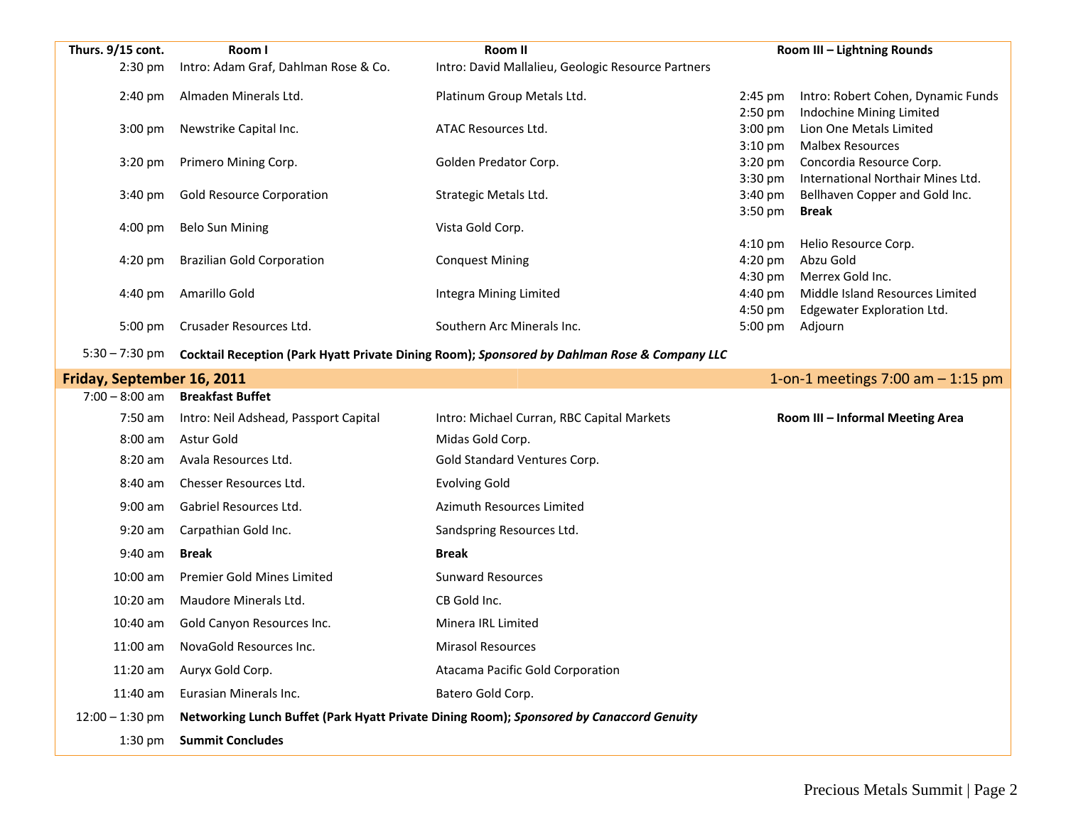| Thurs. 9/15 cont. | Room I | Room II | Room III – Lightning Rounds | |
|---|---|---|---|---|
| 2:30 pm | Intro: Adam Graf, Dahlman Rose & Co. | Intro: David Mallalieu, Geologic Resource Partners | | |
| 2:40 pm | Almaden Minerals Ltd. | Platinum Group Metals Ltd. | 2:45 pm | Intro: Robert Cohen, Dynamic Funds |
| | | | 2:50 pm | Indochine Mining Limited |
| 3:00 pm | Newstrike Capital Inc. | ATAC Resources Ltd. | 3:00 pm | Lion One Metals Limited |
| | | | 3:10 pm | Malbex Resources |
| 3:20 pm | Primero Mining Corp. | Golden Predator Corp. | 3:20 pm | Concordia Resource Corp. |
| | | | 3:30 pm | International Northair Mines Ltd. |
| 3:40 pm | Gold Resource Corporation | Strategic Metals Ltd. | 3:40 pm | Bellhaven Copper and Gold Inc. |
| | | | 3:50 pm | **Break** |
| 4:00 pm | Belo Sun Mining | Vista Gold Corp. | | |
| | | | 4:10 pm | Helio Resource Corp. |
| 4:20 pm | Brazilian Gold Corporation | Conquest Mining | 4:20 pm | Abzu Gold |
| | | | 4:30 pm | Merrex Gold Inc. |
| 4:40 pm | Amarillo Gold | Integra Mining Limited | 4:40 pm | Middle Island Resources Limited |
| | | | 4:50 pm | Edgewater Exploration Ltd. |
| 5:00 pm | Crusader Resources Ltd. | Southern Arc Minerals Inc. | 5:00 pm | Adjourn |
| 5:30 – 7:30 pm | **Cocktail Reception (Park Hyatt Private Dining Room); *Sponsored by Dahlman Rose & Company LLC*** | | | |

## Friday, September 16, 2011

1-on-1 meetings 7:00 am – 1:15 pm

| | | | |
|---|---|---|---|
| 7:00 – 8:00 am | **Breakfast Buffet** | | |
| 7:50 am | Intro: Neil Adshead, Passport Capital | Intro: Michael Curran, RBC Capital Markets | **Room III – Informal Meeting Area** |
| 8:00 am | Astur Gold | Midas Gold Corp. | |
| 8:20 am | Avala Resources Ltd. | Gold Standard Ventures Corp. | |
| 8:40 am | Chesser Resources Ltd. | Evolving Gold | |
| 9:00 am | Gabriel Resources Ltd. | Azimuth Resources Limited | |
| 9:20 am | Carpathian Gold Inc. | Sandspring Resources Ltd. | |
| 9:40 am | **Break** | **Break** | |
| 10:00 am | Premier Gold Mines Limited | Sunward Resources | |
| 10:20 am | Maudore Minerals Ltd. | CB Gold Inc. | |
| 10:40 am | Gold Canyon Resources Inc. | Minera IRL Limited | |
| 11:00 am | NovaGold Resources Inc. | Mirasol Resources | |
| 11:20 am | Auryx Gold Corp. | Atacama Pacific Gold Corporation | |
| 11:40 am | Eurasian Minerals Inc. | Batero Gold Corp. | |
| 12:00 – 1:30 pm | **Networking Lunch Buffet (Park Hyatt Private Dining Room); *Sponsored by Canaccord Genuity*** | | |
| 1:30 pm | **Summit Concludes** | | |